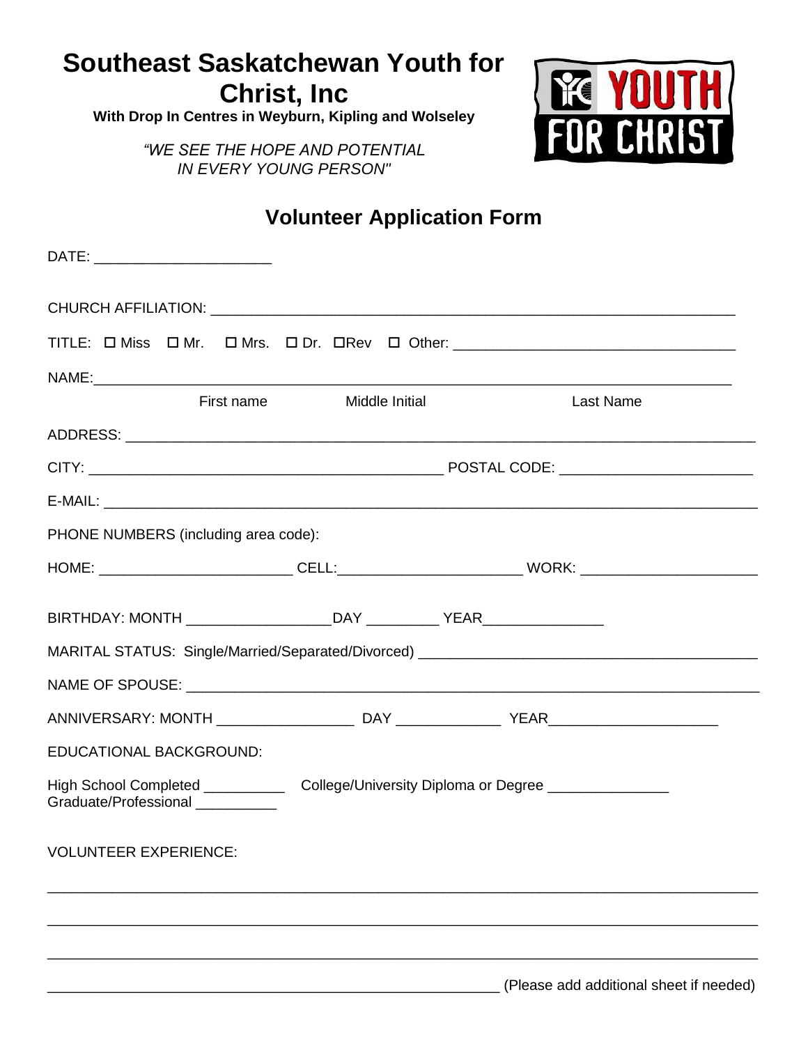# Southeast Saskatchewan Youth for Christ, Inc

**With Drop In Centres in Weyburn, Kipling and Wolseley**

*"WE SEE THE HOPE AND POTENTIAL IN EVERY YOUNG PERSON"*

YOUTH FOR CHRIST

## Volunteer Application Form

DATE: ______________________

CHURCH AFFILIATION: ______________________________________________________________

TITLE: ☐ Miss ☐ Mr. ☐ Mrs. ☐ Dr. ☐Rev ☐ Other: ___________________________________

NAME:_________________________________________________________________________________
First name Middle Initial Last Name

ADDRESS: _____________________________________________________________________________

CITY: ____________________________________________ POSTAL CODE: ________________________

E-MAIL: ______________________________________________________________________________

PHONE NUMBERS (including area code):

HOME: ________________________ CELL:_______________________ WORK: ______________________

BIRTHDAY: MONTH __________________DAY _________ YEAR_______________

MARITAL STATUS: Single/Married/Separated/Divorced) ___________________________________________

NAME OF SPOUSE: _______________________________________________________________________

ANNIVERSARY: MONTH _________________ DAY _____________ YEAR_____________________

EDUCATIONAL BACKGROUND:

High School Completed __________ College/University Diploma or Degree _______________
Graduate/Professional __________

VOLUNTEER EXPERIENCE:

______________________________________________________________________________________

______________________________________________________________________________________

______________________________________________________________________________________

_________________________________________________________ (Please add additional sheet if needed)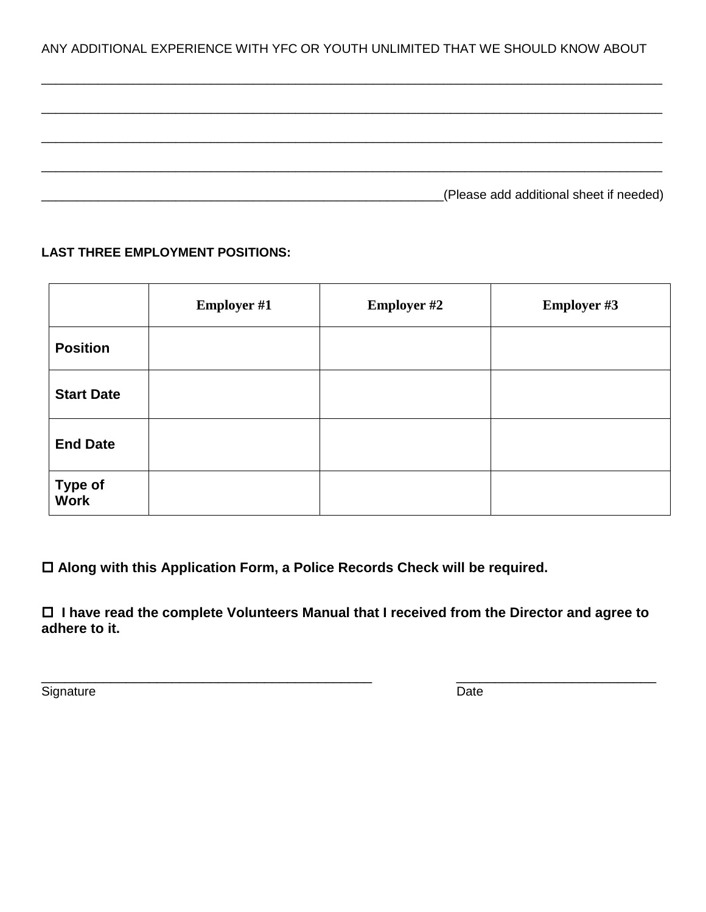ANY ADDITIONAL EXPERIENCE WITH YFC OR YOUTH UNLIMITED THAT WE SHOULD KNOW ABOUT

_______________________________________________________________________________________

_______________________________________________________________________________________

_______________________________________________________________________________________

_______________________________________________________________________________________

____________________________________________________________(Please add additional sheet if needed)

**LAST THREE EMPLOYMENT POSITIONS:**

| | **Employer #1** | **Employer #2** | **Employer #3** |
|---|---|---|---|
| **Position** | | | |
| **Start Date** | | | |
| **End Date** | | | |
| **Type of Work** | | | |

☐ **Along with this Application Form, a Police Records Check will be required.**

☐ **I have read the complete Volunteers Manual that I received from the Director and agree to adhere to it.**

_____________________________________________ _____________________________

Signature Date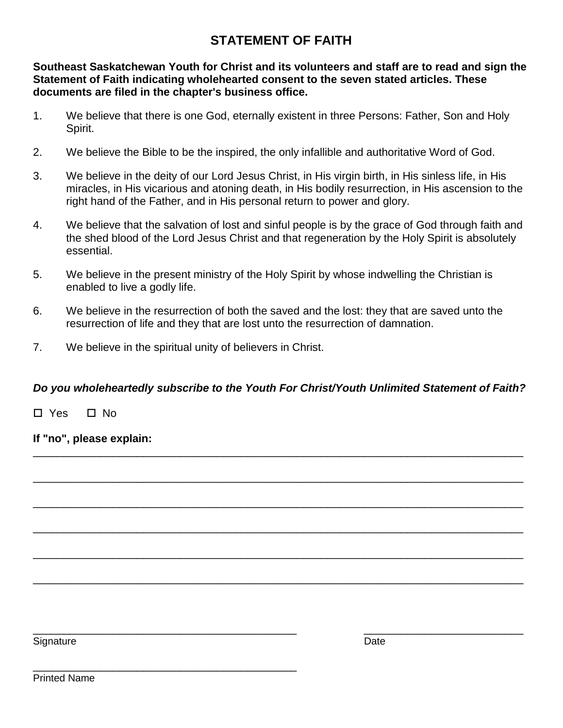# STATEMENT OF FAITH

**Southeast Saskatchewan Youth for Christ and its volunteers and staff are to read and sign the Statement of Faith indicating wholehearted consent to the seven stated articles. These documents are filed in the chapter's business office.**

1. We believe that there is one God, eternally existent in three Persons: Father, Son and Holy Spirit.

2. We believe the Bible to be the inspired, the only infallible and authoritative Word of God.

3. We believe in the deity of our Lord Jesus Christ, in His virgin birth, in His sinless life, in His miracles, in His vicarious and atoning death, in His bodily resurrection, in His ascension to the right hand of the Father, and in His personal return to power and glory.

4. We believe that the salvation of lost and sinful people is by the grace of God through faith and the shed blood of the Lord Jesus Christ and that regeneration by the Holy Spirit is absolutely essential.

5. We believe in the present ministry of the Holy Spirit by whose indwelling the Christian is enabled to live a godly life.

6. We believe in the resurrection of both the saved and the lost: they that are saved unto the resurrection of life and they that are lost unto the resurrection of damnation.

7. We believe in the spiritual unity of believers in Christ.

***Do you wholeheartedly subscribe to the Youth For Christ/Youth Unlimited Statement of Faith?***

☐ Yes ☐ No

**If "no", please explain:**

______________________________________________________________________________

______________________________________________________________________________

______________________________________________________________________________

______________________________________________________________________________

______________________________________________________________________________

______________________________________________________________________________

___________________________________________ ___________________________

Signature Date

___________________________________________

Printed Name